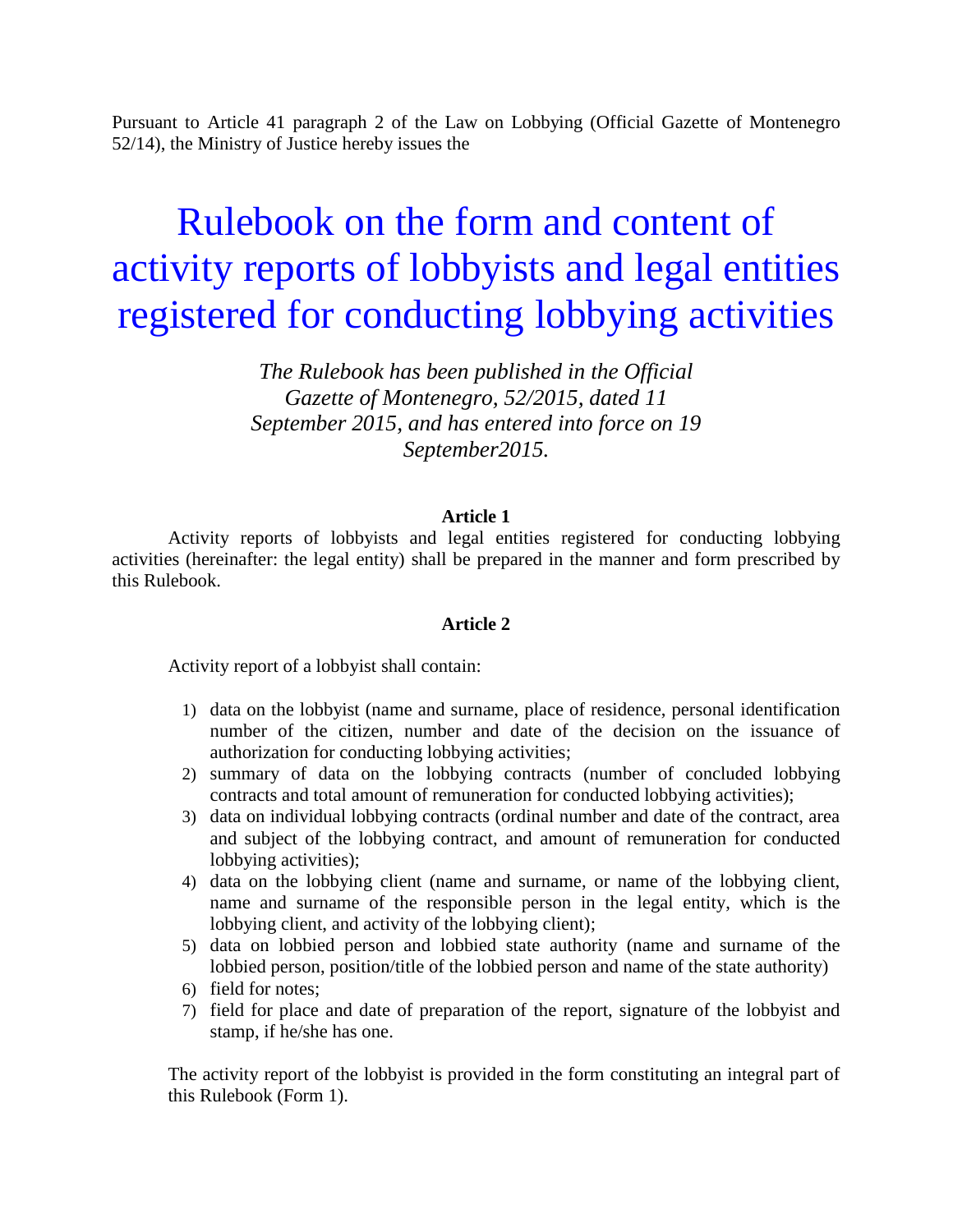Pursuant to Article 41 paragraph 2 of the Law on Lobbying (Official Gazette of Montenegro 52/14), the Ministry of Justice hereby issues the

# Rulebook on the form and content of activity reports of lobbyists and legal entities registered for conducting lobbying activities

*The Rulebook has been published in the Official Gazette of Montenegro, 52/2015, dated 11 September 2015, and has entered into force on 19 September2015.*

**Article 1**

Activity reports of lobbyists and legal entities registered for conducting lobbying activities (hereinafter: the legal entity) shall be prepared in the manner and form prescribed by this Rulebook.

**Article 2**

Activity report of a lobbyist shall contain:

1) data on the lobbyist (name and surname, place of residence, personal identification number of the citizen, number and date of the decision on the issuance of authorization for conducting lobbying activities;
2) summary of data on the lobbying contracts (number of concluded lobbying contracts and total amount of remuneration for conducted lobbying activities);
3) data on individual lobbying contracts (ordinal number and date of the contract, area and subject of the lobbying contract, and amount of remuneration for conducted lobbying activities);
4) data on the lobbying client (name and surname, or name of the lobbying client, name and surname of the responsible person in the legal entity, which is the lobbying client, and activity of the lobbying client);
5) data on lobbied person and lobbied state authority (name and surname of the lobbied person, position/title of the lobbied person and name of the state authority)
6) field for notes;
7) field for place and date of preparation of the report, signature of the lobbyist and stamp, if he/she has one.

The activity report of the lobbyist is provided in the form constituting an integral part of this Rulebook (Form 1).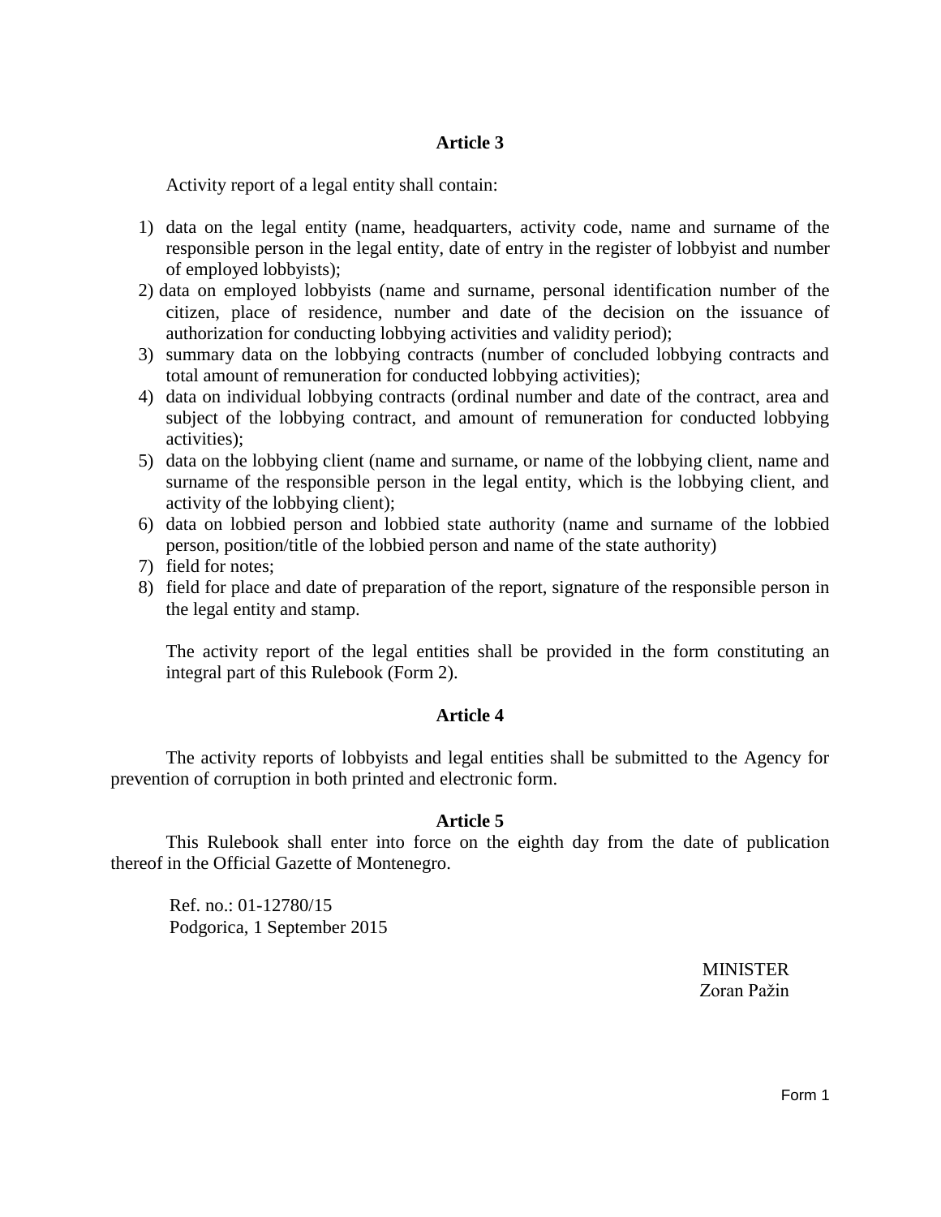### Article 3

Activity report of a legal entity shall contain:

1) data on the legal entity (name, headquarters, activity code, name and surname of the responsible person in the legal entity, date of entry in the register of lobbyist and number of employed lobbyists);
2) data on employed lobbyists (name and surname, personal identification number of the citizen, place of residence, number and date of the decision on the issuance of authorization for conducting lobbying activities and validity period);
3) summary data on the lobbying contracts (number of concluded lobbying contracts and total amount of remuneration for conducted lobbying activities);
4) data on individual lobbying contracts (ordinal number and date of the contract, area and subject of the lobbying contract, and amount of remuneration for conducted lobbying activities);
5) data on the lobbying client (name and surname, or name of the lobbying client, name and surname of the responsible person in the legal entity, which is the lobbying client, and activity of the lobbying client);
6) data on lobbied person and lobbied state authority (name and surname of the lobbied person, position/title of the lobbied person and name of the state authority)
7) field for notes;
8) field for place and date of preparation of the report, signature of the responsible person in the legal entity and stamp.

The activity report of the legal entities shall be provided in the form constituting an integral part of this Rulebook (Form 2).

### Article 4

The activity reports of lobbyists and legal entities shall be submitted to the Agency for prevention of corruption in both printed and electronic form.

### Article 5

This Rulebook shall enter into force on the eighth day from the date of publication thereof in the Official Gazette of Montenegro.

Ref. no.: 01-12780/15
Podgorica, 1 September 2015

MINISTER
Zoran Pažin

Form 1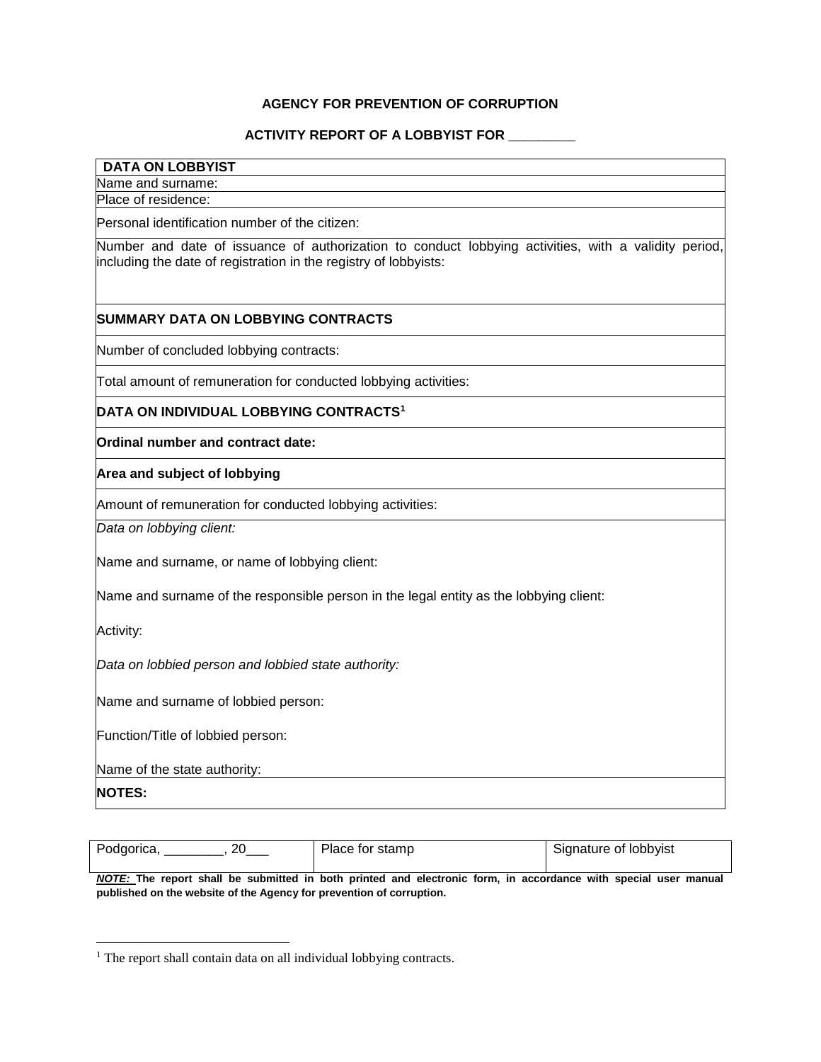**AGENCY FOR PREVENTION OF CORRUPTION**

**ACTIVITY REPORT OF A LOBBYIST FOR _________**

| **DATA ON LOBBYIST** |
|---|
| Name and surname: |
| Place of residence: |
| Personal identification number of the citizen: |
| Number and date of issuance of authorization to conduct lobbying activities, with a validity period, including the date of registration in the registry of lobbyists: |
| **SUMMARY DATA ON LOBBYING CONTRACTS** |
| Number of concluded lobbying contracts: |
| Total amount of remuneration for conducted lobbying activities: |
| **DATA ON INDIVIDUAL LOBBYING CONTRACTS**[1] |
| **Ordinal number and contract date:** |
| **Area and subject of lobbying** |
| Amount of remuneration for conducted lobbying activities: |
| *Data on lobbying client:*<br><br>Name and surname, or name of lobbying client:<br><br>Name and surname of the responsible person in the legal entity as the lobbying client:<br><br>Activity:<br><br>*Data on lobbied person and lobbied state authority:*<br><br>Name and surname of lobbied person:<br><br>Function/Title of lobbied person:<br><br>Name of the state authority: |
| **NOTES:** |

| Podgorica, ________, 20___ | Place for stamp | Signature of lobbyist |
|---|---|---|

***NOTE:*** **The report shall be submitted in both printed and electronic form, in accordance with special user manual published on the website of the Agency for prevention of corruption.**

[1] The report shall contain data on all individual lobbying contracts.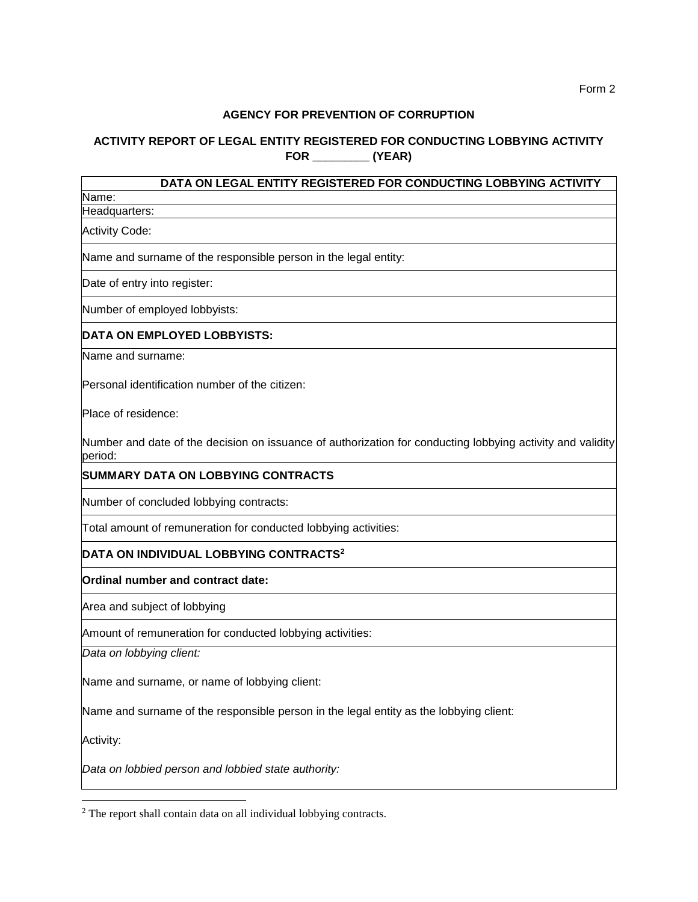Form 2

**AGENCY FOR PREVENTION OF CORRUPTION**

**ACTIVITY REPORT OF LEGAL ENTITY REGISTERED FOR CONDUCTING LOBBYING ACTIVITY FOR _________ (YEAR)**

| **DATA ON LEGAL ENTITY REGISTERED FOR CONDUCTING LOBBYING ACTIVITY** |
|---|
| Name: |
| Headquarters: |
| Activity Code: |
| Name and surname of the responsible person in the legal entity: |
| Date of entry into register: |
| Number of employed lobbyists: |
| **DATA ON EMPLOYED LOBBYISTS:** |
| Name and surname:<br><br>Personal identification number of the citizen:<br><br>Place of residence:<br><br>Number and date of the decision on issuance of authorization for conducting lobbying activity and validity period: |
| **SUMMARY DATA ON LOBBYING CONTRACTS** |
| Number of concluded lobbying contracts: |
| Total amount of remuneration for conducted lobbying activities: |
| **DATA ON INDIVIDUAL LOBBYING CONTRACTS[2]** |
| **Ordinal number and contract date:** |
| Area and subject of lobbying |
| Amount of remuneration for conducted lobbying activities: |
| *Data on lobbying client:*<br><br>Name and surname, or name of lobbying client:<br><br>Name and surname of the responsible person in the legal entity as the lobbying client:<br><br>Activity:<br><br>*Data on lobbied person and lobbied state authority:* |

[2] The report shall contain data on all individual lobbying contracts.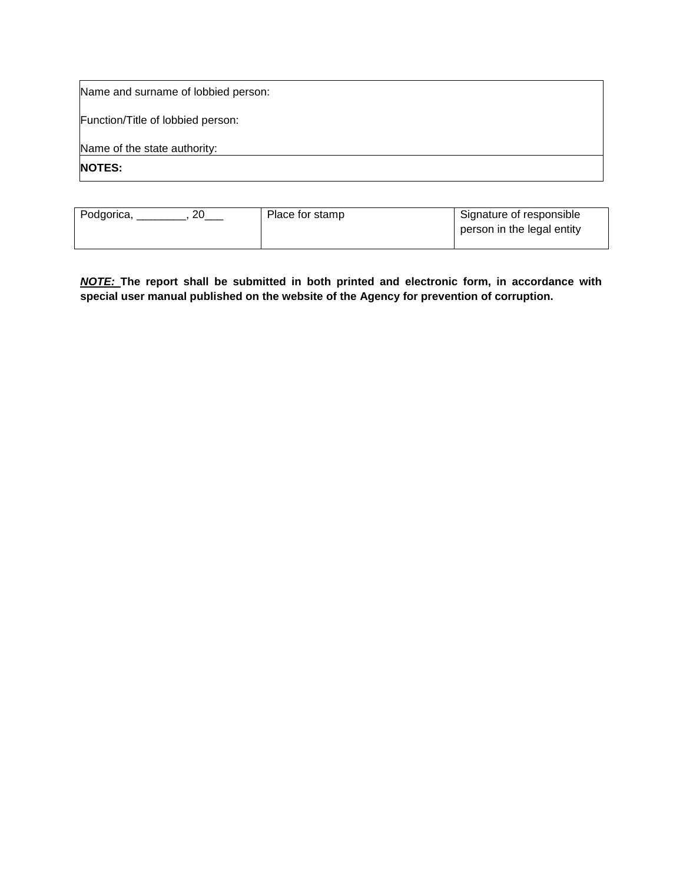| |
|---|
| Name and surname of lobbied person:<br><br>Function/Title of lobbied person:<br><br>Name of the state authority: |
| **NOTES:** |

| | | |
|---|---|---|
| Podgorica, ________, 20___ | Place for stamp | Signature of responsible person in the legal entity |

***NOTE:*** **The report shall be submitted in both printed and electronic form, in accordance with special user manual published on the website of the Agency for prevention of corruption.**